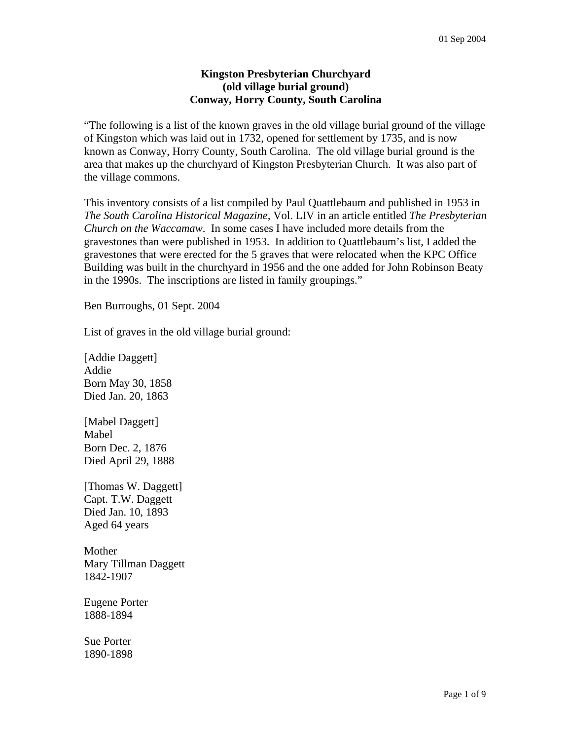01 Sep 2004

**Kingston Presbyterian Churchyard**
**(old village burial ground)**
**Conway, Horry County, South Carolina**

"The following is a list of the known graves in the old village burial ground of the village of Kingston which was laid out in 1732, opened for settlement by 1735, and is now known as Conway, Horry County, South Carolina. The old village burial ground is the area that makes up the churchyard of Kingston Presbyterian Church. It was also part of the village commons.

This inventory consists of a list compiled by Paul Quattlebaum and published in 1953 in *The South Carolina Historical Magazine*, Vol. LIV in an article entitled *The Presbyterian Church on the Waccamaw*. In some cases I have included more details from the gravestones than were published in 1953. In addition to Quattlebaum's list, I added the gravestones that were erected for the 5 graves that were relocated when the KPC Office Building was built in the churchyard in 1956 and the one added for John Robinson Beaty in the 1990s. The inscriptions are listed in family groupings."

Ben Burroughs, 01 Sept. 2004

List of graves in the old village burial ground:

[Addie Daggett]
Addie
Born May 30, 1858
Died Jan. 20, 1863

[Mabel Daggett]
Mabel
Born Dec. 2, 1876
Died April 29, 1888

[Thomas W. Daggett]
Capt. T.W. Daggett
Died Jan. 10, 1893
Aged 64 years

Mother
Mary Tillman Daggett
1842-1907

Eugene Porter
1888-1894

Sue Porter
1890-1898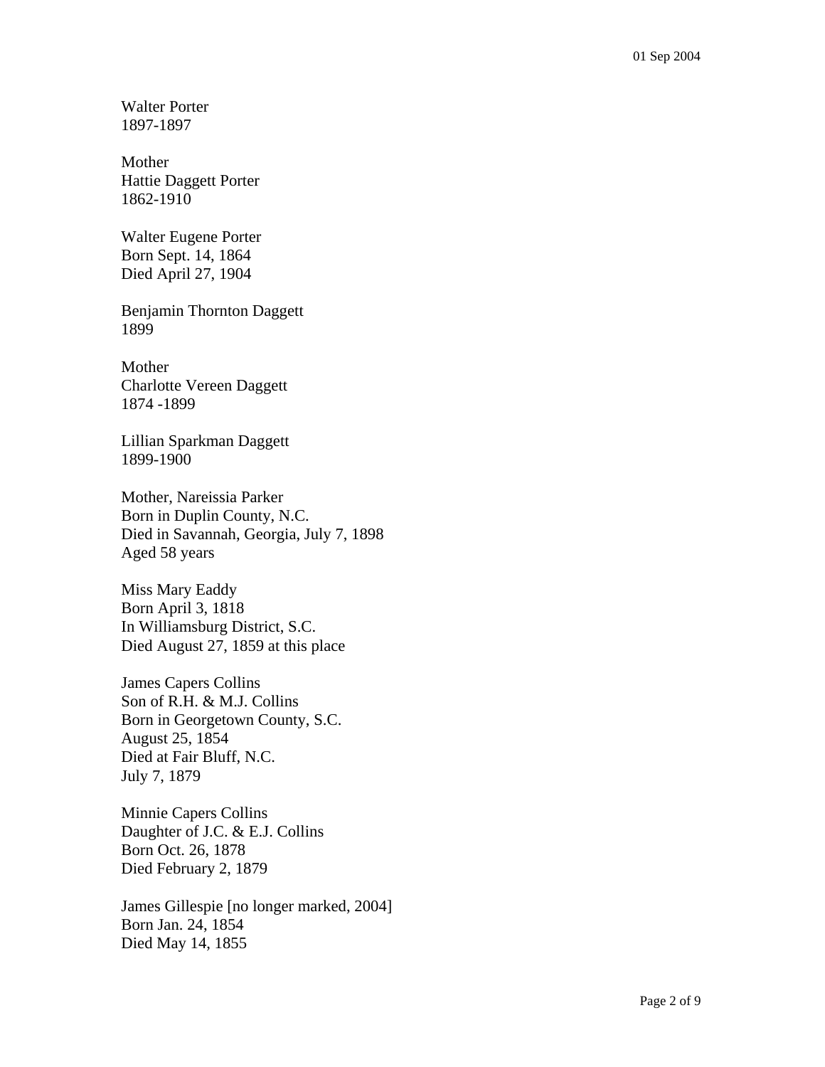Walter Porter
1897-1897

Mother
Hattie Daggett Porter
1862-1910

Walter Eugene Porter
Born Sept. 14, 1864
Died April 27, 1904

Benjamin Thornton Daggett
1899

Mother
Charlotte Vereen Daggett
1874 -1899

Lillian Sparkman Daggett
1899-1900

Mother, Nareissia Parker
Born in Duplin County, N.C.
Died in Savannah, Georgia, July 7, 1898
Aged 58 years

Miss Mary Eaddy
Born April 3, 1818
In Williamsburg District, S.C.
Died August 27, 1859 at this place

James Capers Collins
Son of R.H. & M.J. Collins
Born in Georgetown County, S.C.
August 25, 1854
Died at Fair Bluff, N.C.
July 7, 1879

Minnie Capers Collins
Daughter of J.C. & E.J. Collins
Born Oct. 26, 1878
Died February 2, 1879

James Gillespie [no longer marked, 2004]
Born Jan. 24, 1854
Died May 14, 1855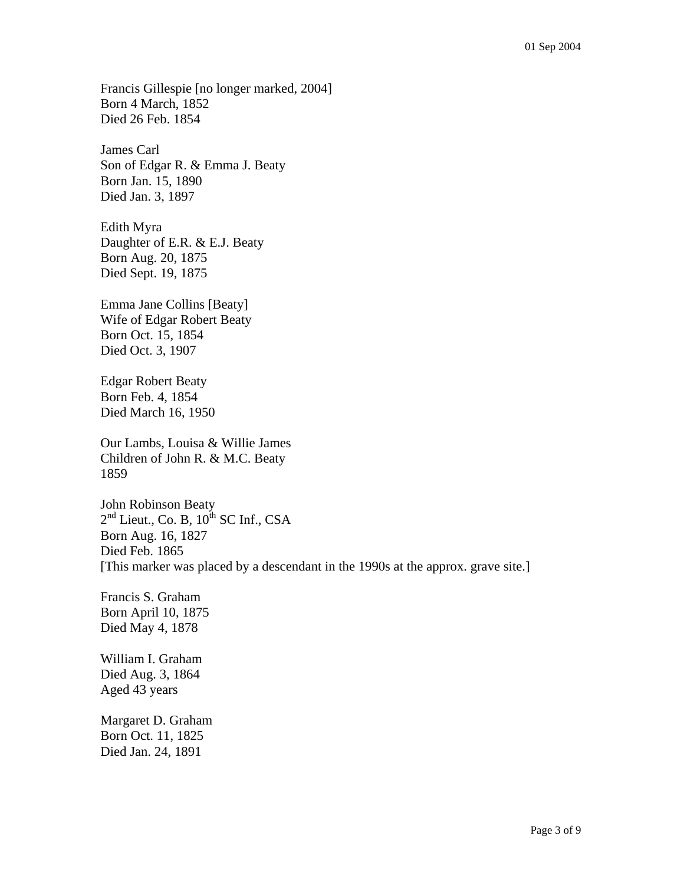Francis Gillespie [no longer marked, 2004]
Born 4 March, 1852
Died 26 Feb. 1854

James Carl
Son of Edgar R. & Emma J. Beaty
Born Jan. 15, 1890
Died Jan. 3, 1897

Edith Myra
Daughter of E.R. & E.J. Beaty
Born Aug. 20, 1875
Died Sept. 19, 1875

Emma Jane Collins [Beaty]
Wife of Edgar Robert Beaty
Born Oct. 15, 1854
Died Oct. 3, 1907

Edgar Robert Beaty
Born Feb. 4, 1854
Died March 16, 1950

Our Lambs, Louisa & Willie James
Children of John R. & M.C. Beaty
1859

John Robinson Beaty
2nd Lieut., Co. B, 10th SC Inf., CSA
Born Aug. 16, 1827
Died Feb. 1865
[This marker was placed by a descendant in the 1990s at the approx. grave site.]

Francis S. Graham
Born April 10, 1875
Died May 4, 1878

William I. Graham
Died Aug. 3, 1864
Aged 43 years

Margaret D. Graham
Born Oct. 11, 1825
Died Jan. 24, 1891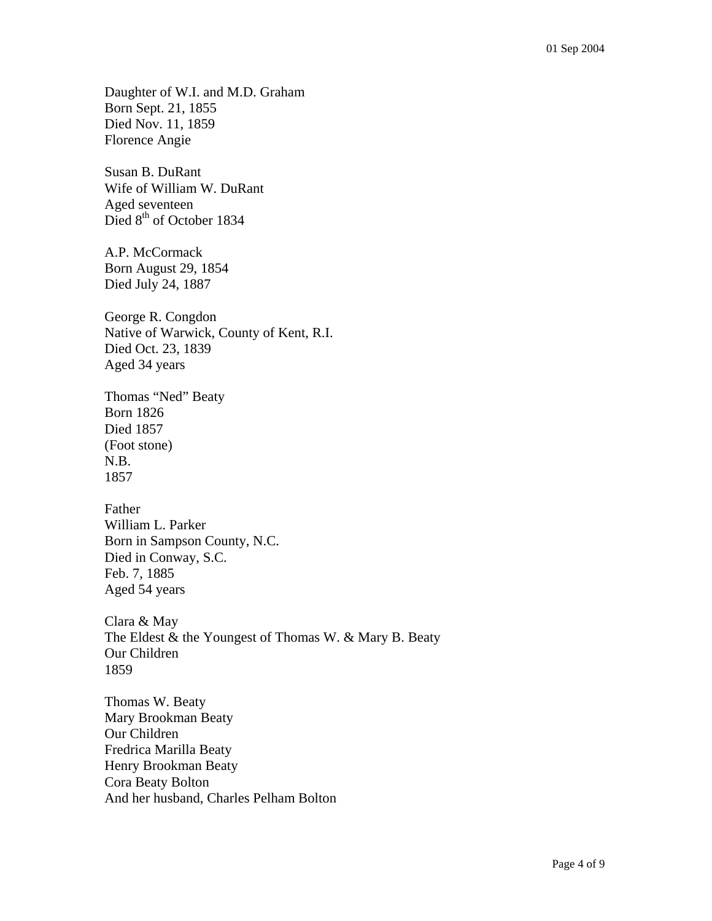Daughter of W.I. and M.D. Graham
Born Sept. 21, 1855
Died Nov. 11, 1859
Florence Angie

Susan B. DuRant
Wife of William W. DuRant
Aged seventeen
Died 8th of October 1834

A.P. McCormack
Born August 29, 1854
Died July 24, 1887

George R. Congdon
Native of Warwick, County of Kent, R.I.
Died Oct. 23, 1839
Aged 34 years

Thomas "Ned" Beaty
Born 1826
Died 1857
(Foot stone)
N.B.
1857

Father
William L. Parker
Born in Sampson County, N.C.
Died in Conway, S.C.
Feb. 7, 1885
Aged 54 years

Clara & May
The Eldest & the Youngest of Thomas W. & Mary B. Beaty
Our Children
1859

Thomas W. Beaty
Mary Brookman Beaty
Our Children
Fredrica Marilla Beaty
Henry Brookman Beaty
Cora Beaty Bolton
And her husband, Charles Pelham Bolton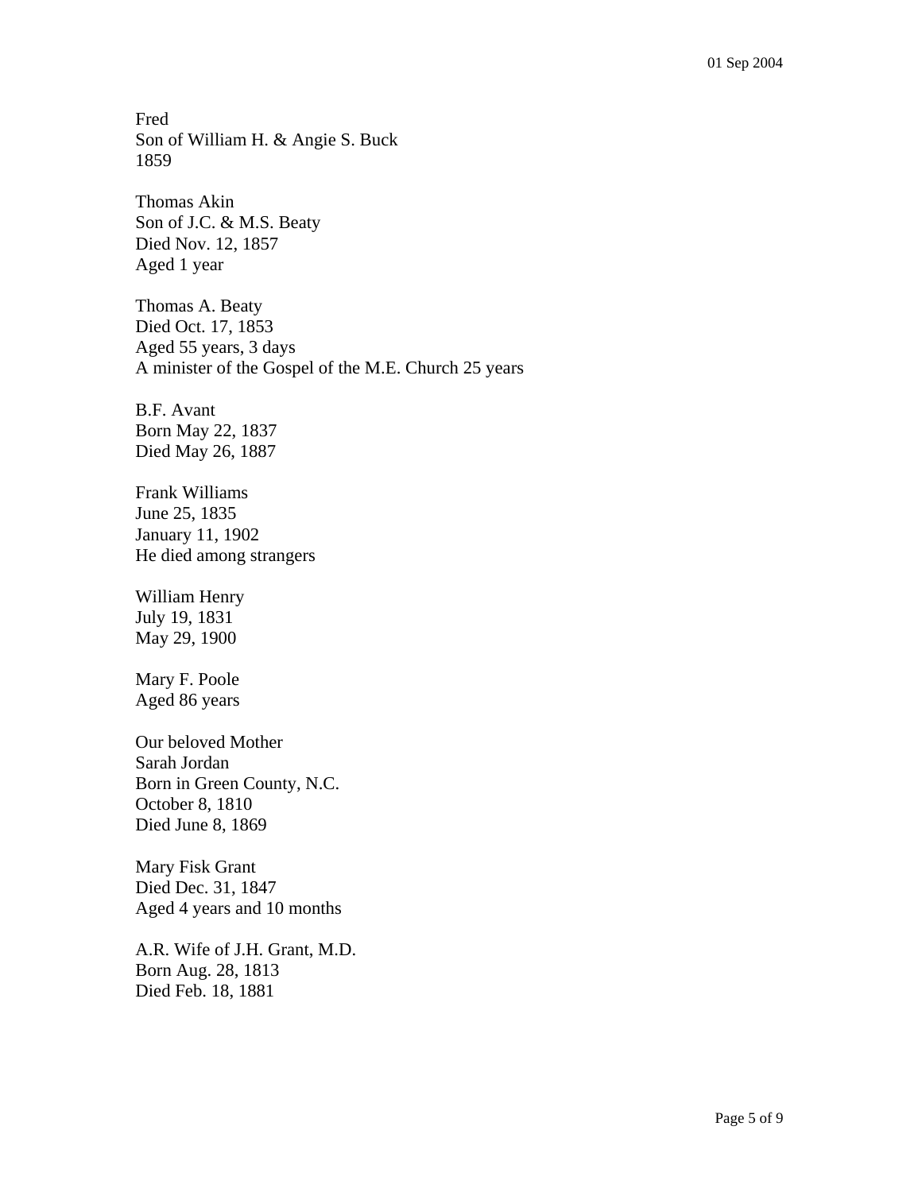Fred
Son of William H. & Angie S. Buck
1859

Thomas Akin
Son of J.C. & M.S. Beaty
Died Nov. 12, 1857
Aged 1 year

Thomas A. Beaty
Died Oct. 17, 1853
Aged 55 years, 3 days
A minister of the Gospel of the M.E. Church 25 years

B.F. Avant
Born May 22, 1837
Died May 26, 1887

Frank Williams
June 25, 1835
January 11, 1902
He died among strangers

William Henry
July 19, 1831
May 29, 1900

Mary F. Poole
Aged 86 years

Our beloved Mother
Sarah Jordan
Born in Green County, N.C.
October 8, 1810
Died June 8, 1869

Mary Fisk Grant
Died Dec. 31, 1847
Aged 4 years and 10 months

A.R. Wife of J.H. Grant, M.D.
Born Aug. 28, 1813
Died Feb. 18, 1881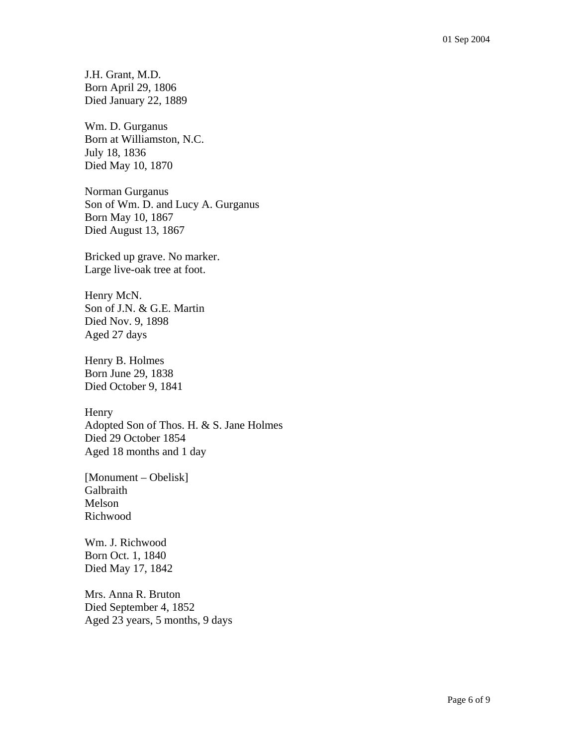J.H. Grant, M.D.
Born April 29, 1806
Died January 22, 1889

Wm. D. Gurganus
Born at Williamston, N.C.
July 18, 1836
Died May 10, 1870

Norman Gurganus
Son of Wm. D. and Lucy A. Gurganus
Born May 10, 1867
Died August 13, 1867

Bricked up grave. No marker.
Large live-oak tree at foot.

Henry McN.
Son of J.N. & G.E. Martin
Died Nov. 9, 1898
Aged 27 days

Henry B. Holmes
Born June 29, 1838
Died October 9, 1841

Henry
Adopted Son of Thos. H. & S. Jane Holmes
Died 29 October 1854
Aged 18 months and 1 day

[Monument – Obelisk]
Galbraith
Melson
Richwood

Wm. J. Richwood
Born Oct. 1, 1840
Died May 17, 1842

Mrs. Anna R. Bruton
Died September 4, 1852
Aged 23 years, 5 months, 9 days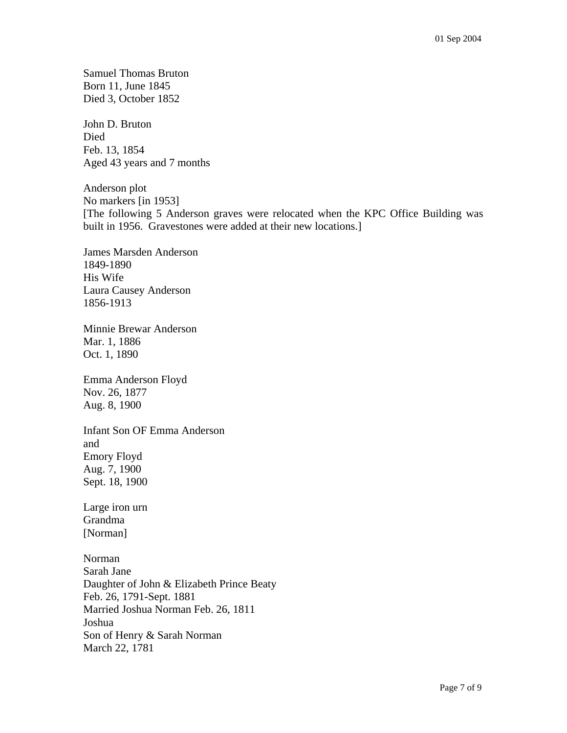Samuel Thomas Bruton
Born 11, June 1845
Died 3, October 1852

John D. Bruton
Died
Feb. 13, 1854
Aged 43 years and 7 months

Anderson plot
No markers [in 1953]
[The following 5 Anderson graves were relocated when the KPC Office Building was built in 1956. Gravestones were added at their new locations.]

James Marsden Anderson
1849-1890
His Wife
Laura Causey Anderson
1856-1913

Minnie Brewar Anderson
Mar. 1, 1886
Oct. 1, 1890

Emma Anderson Floyd
Nov. 26, 1877
Aug. 8, 1900

Infant Son OF Emma Anderson
and
Emory Floyd
Aug. 7, 1900
Sept. 18, 1900

Large iron urn
Grandma
[Norman]

Norman
Sarah Jane
Daughter of John & Elizabeth Prince Beaty
Feb. 26, 1791-Sept. 1881
Married Joshua Norman Feb. 26, 1811
Joshua
Son of Henry & Sarah Norman
March 22, 1781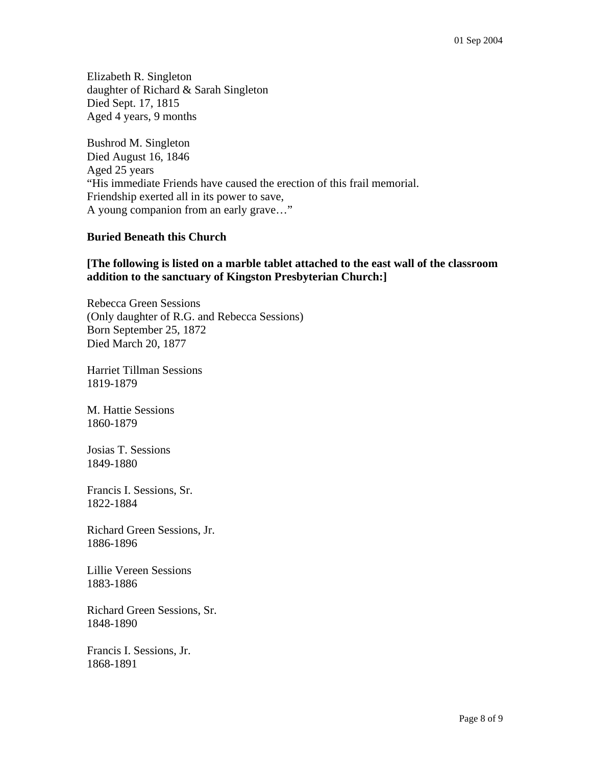Elizabeth R. Singleton  
daughter of Richard & Sarah Singleton  
Died Sept. 17, 1815  
Aged 4 years, 9 months

Bushrod M. Singleton  
Died August 16, 1846  
Aged 25 years  
"His immediate Friends have caused the erection of this frail memorial.  
Friendship exerted all in its power to save,  
A young companion from an early grave…"

**Buried Beneath this Church**

**[The following is listed on a marble tablet attached to the east wall of the classroom addition to the sanctuary of Kingston Presbyterian Church:]**

Rebecca Green Sessions  
(Only daughter of R.G. and Rebecca Sessions)  
Born September 25, 1872  
Died March 20, 1877

Harriet Tillman Sessions  
1819-1879

M. Hattie Sessions  
1860-1879

Josias T. Sessions  
1849-1880

Francis I. Sessions, Sr.  
1822-1884

Richard Green Sessions, Jr.  
1886-1896

Lillie Vereen Sessions  
1883-1886

Richard Green Sessions, Sr.  
1848-1890

Francis I. Sessions, Jr.  
1868-1891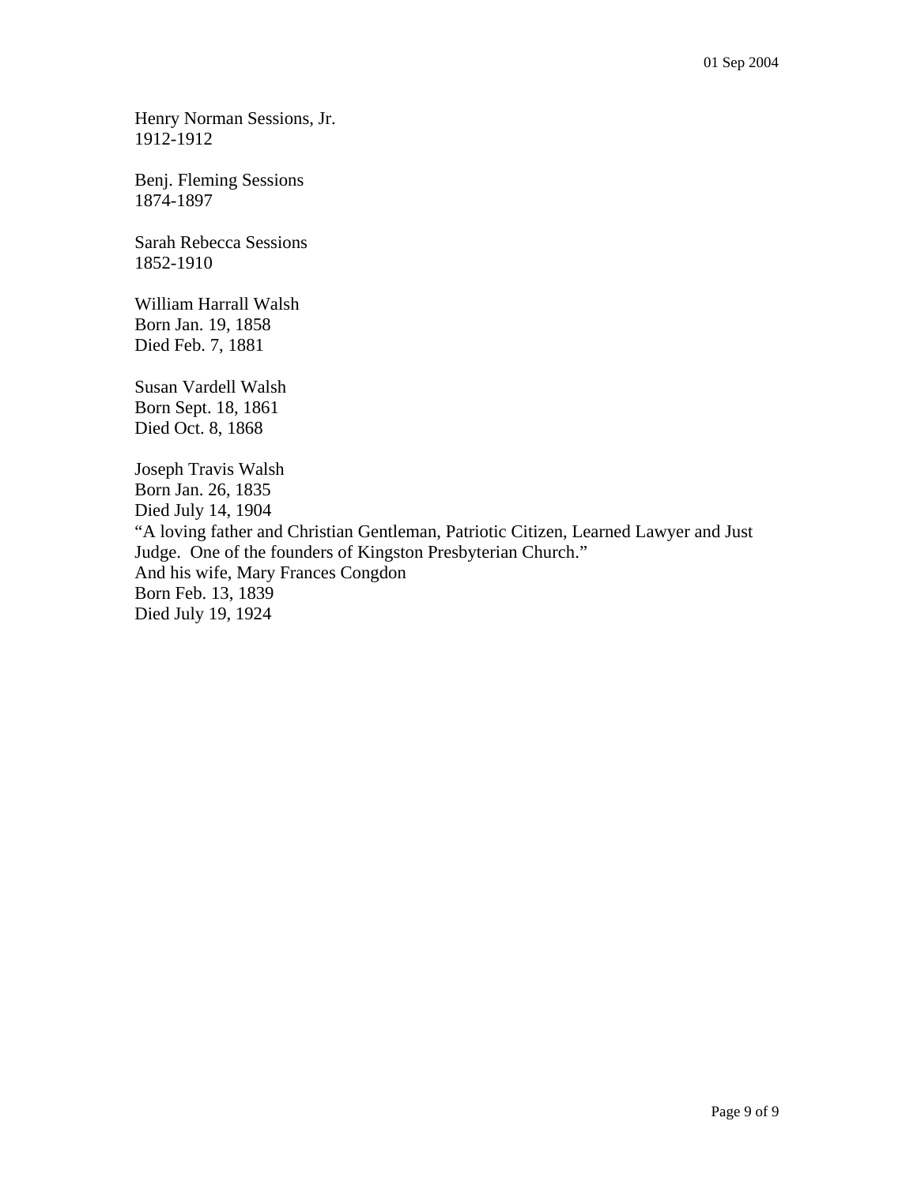Henry Norman Sessions, Jr.
1912-1912

Benj. Fleming Sessions
1874-1897

Sarah Rebecca Sessions
1852-1910

William Harrall Walsh
Born Jan. 19, 1858
Died Feb. 7, 1881

Susan Vardell Walsh
Born Sept. 18, 1861
Died Oct. 8, 1868

Joseph Travis Walsh
Born Jan. 26, 1835
Died July 14, 1904
"A loving father and Christian Gentleman, Patriotic Citizen, Learned Lawyer and Just Judge. One of the founders of Kingston Presbyterian Church."
And his wife, Mary Frances Congdon
Born Feb. 13, 1839
Died July 19, 1924